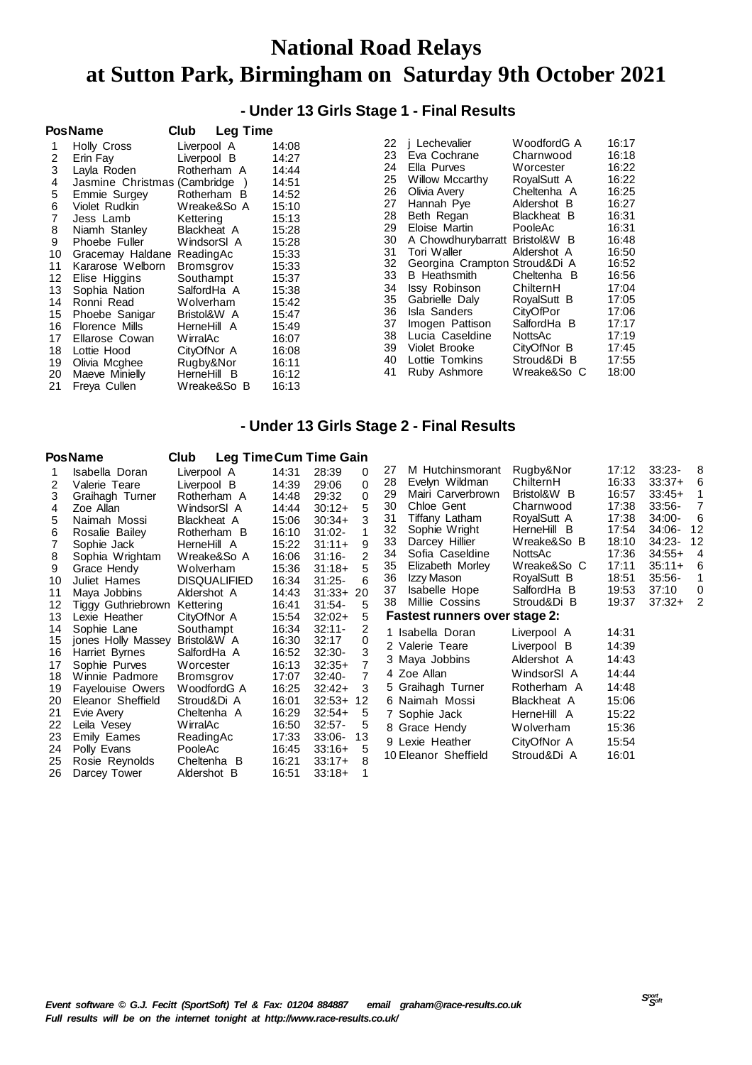# National Road Relays
# at Sutton Park, Birmingham on Saturday 9th October 2021

## - Under 13 Girls Stage 1 - Final Results

| Pos | Name | Club | Leg Time |
|---|---|---|---|
| 1 | Holly Cross | Liverpool A | 14:08 |
| 2 | Erin Fay | Liverpool B | 14:27 |
| 3 | Layla Roden | Rotherham A | 14:44 |
| 4 | Jasmine Christmas | (Cambridge ) | 14:51 |
| 5 | Emmie Surgey | Rotherham B | 14:52 |
| 6 | Violet Rudkin | Wreake&So A | 15:10 |
| 7 | Jess Lamb | Kettering | 15:13 |
| 8 | Niamh Stanley | Blackheat A | 15:28 |
| 9 | Phoebe Fuller | WindsorSl A | 15:28 |
| 10 | Gracemay Haldane | ReadingAc | 15:33 |
| 11 | Kararose Welborn | Bromsgrov | 15:33 |
| 12 | Elise Higgins | Southampt | 15:37 |
| 13 | Sophia Nation | SalfordHa A | 15:38 |
| 14 | Ronni Read | Wolverham | 15:42 |
| 15 | Phoebe Sanigar | Bristol&W A | 15:47 |
| 16 | Florence Mills | HerneHill A | 15:49 |
| 17 | Ellarose Cowan | WirralAc | 16:07 |
| 18 | Lottie Hood | CityOfNor A | 16:08 |
| 19 | Olivia Mcghee | Rugby&Nor | 16:11 |
| 20 | Maeve Minielly | HerneHill B | 16:12 |
| 21 | Freya Cullen | Wreake&So B | 16:13 |
| 22 | j Lechevalier | WoodfordG A | 16:17 |
| 23 | Eva Cochrane | Charnwood | 16:18 |
| 24 | Ella Purves | Worcester | 16:22 |
| 25 | Willow Mccarthy | RoyalSutt A | 16:22 |
| 26 | Olivia Avery | Cheltenha A | 16:25 |
| 27 | Hannah Pye | Aldershot B | 16:27 |
| 28 | Beth Regan | Blackheat B | 16:31 |
| 29 | Eloise Martin | PooleAc | 16:31 |
| 30 | A Chowdhurybarratt | Bristol&W B | 16:48 |
| 31 | Tori Waller | Aldershot A | 16:50 |
| 32 | Georgina Crampton | Stroud&Di A | 16:52 |
| 33 | B Heathsmith | Cheltenha B | 16:56 |
| 34 | Issy Robinson | ChilternH | 17:04 |
| 35 | Gabrielle Daly | RoyalSutt B | 17:05 |
| 36 | Isla Sanders | CityOfPor | 17:06 |
| 37 | Imogen Pattison | SalfordHa B | 17:17 |
| 38 | Lucia Caseldine | NottsAc | 17:19 |
| 39 | Violet Brooke | CityOfNor B | 17:45 |
| 40 | Lottie Tomkins | Stroud&Di B | 17:55 |
| 41 | Ruby Ashmore | Wreake&So C | 18:00 |

## - Under 13 Girls Stage 2 - Final Results

| Pos | Name | Club | Leg Time | Cum Time | Gain |
|---|---|---|---|---|---|
| 1 | Isabella Doran | Liverpool A | 14:31 | 28:39 | 0 |
| 2 | Valerie Teare | Liverpool B | 14:39 | 29:06 | 0 |
| 3 | Graihagh Turner | Rotherham A | 14:48 | 29:32 | 0 |
| 4 | Zoe Allan | WindsorSl A | 14:44 | 30:12+ | 5 |
| 5 | Naimah Mossi | Blackheat A | 15:06 | 30:34+ | 3 |
| 6 | Rosalie Bailey | Rotherham B | 16:10 | 31:02- | 1 |
| 7 | Sophie Jack | HerneHill A | 15:22 | 31:11+ | 9 |
| 8 | Sophia Wrightam | Wreake&So A | 16:06 | 31:16- | 2 |
| 9 | Grace Hendy | Wolverham | 15:36 | 31:18+ | 5 |
| 10 | Juliet Hames | DISQUALIFIED | 16:34 | 31:25- | 6 |
| 11 | Maya Jobbins | Aldershot A | 14:43 | 31:33+ | 20 |
| 12 | Tiggy Guthriebrown | Kettering | 16:41 | 31:54- | 5 |
| 13 | Lexie Heather | CityOfNor A | 15:54 | 32:02+ | 5 |
| 14 | Sophie Lane | Southampt | 16:34 | 32:11- | 2 |
| 15 | jones Holly Massey | Bristol&W A | 16:30 | 32:17 | 0 |
| 16 | Harriet Byrnes | SalfordHa A | 16:52 | 32:30- | 3 |
| 17 | Sophie Purves | Worcester | 16:13 | 32:35+ | 7 |
| 18 | Winnie Padmore | Bromsgrov | 17:07 | 32:40- | 7 |
| 19 | Fayelouise Owers | WoodfordG A | 16:25 | 32:42+ | 3 |
| 20 | Eleanor Sheffield | Stroud&Di A | 16:01 | 32:53+ | 12 |
| 21 | Evie Avery | Cheltenha A | 16:29 | 32:54+ | 5 |
| 22 | Leila Vesey | WirralAc | 16:50 | 32:57- | 5 |
| 23 | Emily Eames | ReadingAc | 17:33 | 33:06- | 13 |
| 24 | Polly Evans | PooleAc | 16:45 | 33:16+ | 5 |
| 25 | Rosie Reynolds | Cheltenha B | 16:21 | 33:17+ | 8 |
| 26 | Darcey Tower | Aldershot B | 16:51 | 33:18+ | 1 |
| 27 | M Hutchinsmorant | Rugby&Nor | 17:12 | 33:23- | 8 |
| 28 | Evelyn Wildman | ChilternH | 16:33 | 33:37+ | 6 |
| 29 | Mairi Carverbrown | Bristol&W B | 16:57 | 33:45+ | 1 |
| 30 | Chloe Gent | Charnwood | 17:38 | 33:56- | 7 |
| 31 | Tiffany Latham | RoyalSutt A | 17:38 | 34:00- | 6 |
| 32 | Sophie Wright | HerneHill B | 17:54 | 34:06- | 12 |
| 33 | Darcey Hillier | Wreake&So B | 18:10 | 34:23- | 12 |
| 34 | Sofia Caseldine | NottsAc | 17:36 | 34:55+ | 4 |
| 35 | Elizabeth Morley | Wreake&So C | 17:11 | 35:11+ | 6 |
| 36 | Izzy Mason | RoyalSutt B | 18:51 | 35:56- | 1 |
| 37 | Isabelle Hope | SalfordHa B | 19:53 | 37:10 | 0 |
| 38 | Millie Cossins | Stroud&Di B | 19:37 | 37:32+ | 2 |

### Fastest runners over stage 2:

| | Name | Club | Time |
|---|---|---|---|
| 1 | Isabella Doran | Liverpool A | 14:31 |
| 2 | Valerie Teare | Liverpool B | 14:39 |
| 3 | Maya Jobbins | Aldershot A | 14:43 |
| 4 | Zoe Allan | WindsorSl A | 14:44 |
| 5 | Graihagh Turner | Rotherham A | 14:48 |
| 6 | Naimah Mossi | Blackheat A | 15:06 |
| 7 | Sophie Jack | HerneHill A | 15:22 |
| 8 | Grace Hendy | Wolverham | 15:36 |
| 9 | Lexie Heather | CityOfNor A | 15:54 |
| 10 | Eleanor Sheffield | Stroud&Di A | 16:01 |

*Event software © G.J. Fecitt (SportSoft) Tel & Fax: 01204 884887 email graham@race-results.co.uk*
*Full results will be on the internet tonight at http://www.race-results.co.uk/*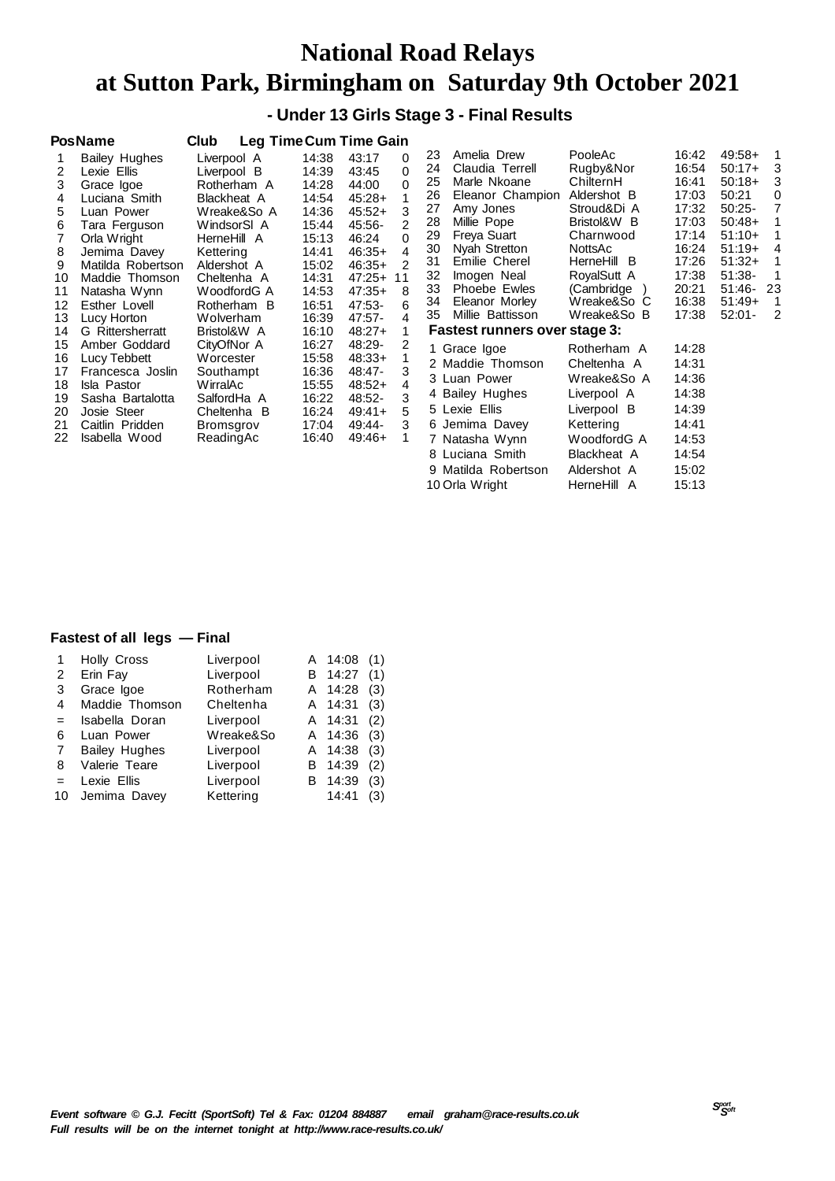# National Road Relays
# at Sutton Park, Birmingham on Saturday 9th October 2021

## - Under 13 Girls Stage 3 - Final Results

| Pos | Name | Club | Leg Time | Cum Time | Gain |
|---|---|---|---|---|---|
| 1 | Bailey Hughes | Liverpool A | 14:38 | 43:17 | 0 |
| 2 | Lexie Ellis | Liverpool B | 14:39 | 43:45 | 0 |
| 3 | Grace Igoe | Rotherham A | 14:28 | 44:00 | 0 |
| 4 | Luciana Smith | Blackheat A | 14:54 | 45:28+ | 1 |
| 5 | Luan Power | Wreake&So A | 14:36 | 45:52+ | 3 |
| 6 | Tara Ferguson | WindsorSl A | 15:44 | 45:56- | 2 |
| 7 | Orla Wright | HerneHill A | 15:13 | 46:24 | 0 |
| 8 | Jemima Davey | Kettering | 14:41 | 46:35+ | 4 |
| 9 | Matilda Robertson | Aldershot A | 15:02 | 46:35+ | 2 |
| 10 | Maddie Thomson | Cheltenha A | 14:31 | 47:25+ | 11 |
| 11 | Natasha Wynn | WoodfordG A | 14:53 | 47:35+ | 8 |
| 12 | Esther Lovell | Rotherham B | 16:51 | 47:53- | 6 |
| 13 | Lucy Horton | Wolverham | 16:39 | 47:57- | 4 |
| 14 | G Rittersherratt | Bristol&W A | 16:10 | 48:27+ | 1 |
| 15 | Amber Goddard | CityOfNor A | 16:27 | 48:29- | 2 |
| 16 | Lucy Tebbett | Worcester | 15:58 | 48:33+ | 1 |
| 17 | Francesca Joslin | Southampt | 16:36 | 48:47- | 3 |
| 18 | Isla Pastor | WirralAc | 15:55 | 48:52+ | 4 |
| 19 | Sasha Bartalotta | SalfordHa A | 16:22 | 48:52- | 3 |
| 20 | Josie Steer | Cheltenha B | 16:24 | 49:41+ | 5 |
| 21 | Caitlin Pridden | Bromsgrov | 17:04 | 49:44- | 3 |
| 22 | Isabella Wood | ReadingAc | 16:40 | 49:46+ | 1 |
| 23 | Amelia Drew | PooleAc | 16:42 | 49:58+ | 1 |
| 24 | Claudia Terrell | Rugby&Nor | 16:54 | 50:17+ | 3 |
| 25 | Marle Nkoane | ChilternH | 16:41 | 50:18+ | 3 |
| 26 | Eleanor Champion | Aldershot B | 17:03 | 50:21 | 0 |
| 27 | Amy Jones | Stroud&Di A | 17:32 | 50:25- | 7 |
| 28 | Millie Pope | Bristol&W B | 17:03 | 50:48+ | 1 |
| 29 | Freya Suart | Charnwood | 17:14 | 51:10+ | 1 |
| 30 | Nyah Stretton | NottsAc | 16:24 | 51:19+ | 4 |
| 31 | Emilie Cherel | HerneHill B | 17:26 | 51:32+ | 1 |
| 32 | Imogen Neal | RoyalSutt A | 17:38 | 51:38- | 1 |
| 33 | Phoebe Ewles | (Cambridge ) | 20:21 | 51:46- | 23 |
| 34 | Eleanor Morley | Wreake&So C | 16:38 | 51:49+ | 1 |
| 35 | Millie Battisson | Wreake&So B | 17:38 | 52:01- | 2 |

### Fastest runners over stage 3:

| | Name | Club | Time |
|---|---|---|---|
| 1 | Grace Igoe | Rotherham A | 14:28 |
| 2 | Maddie Thomson | Cheltenha A | 14:31 |
| 3 | Luan Power | Wreake&So A | 14:36 |
| 4 | Bailey Hughes | Liverpool A | 14:38 |
| 5 | Lexie Ellis | Liverpool B | 14:39 |
| 6 | Jemima Davey | Kettering | 14:41 |
| 7 | Natasha Wynn | WoodfordG A | 14:53 |
| 8 | Luciana Smith | Blackheat A | 14:54 |
| 9 | Matilda Robertson | Aldershot A | 15:02 |
| 10 | Orla Wright | HerneHill A | 15:13 |

### Fastest of all legs — Final

| | Name | Club | Team | Time | Leg |
|---|---|---|---|---|---|
| 1 | Holly Cross | Liverpool | A | 14:08 | (1) |
| 2 | Erin Fay | Liverpool | B | 14:27 | (1) |
| 3 | Grace Igoe | Rotherham | A | 14:28 | (3) |
| 4 | Maddie Thomson | Cheltenha | A | 14:31 | (3) |
| = | Isabella Doran | Liverpool | A | 14:31 | (2) |
| 6 | Luan Power | Wreake&So | A | 14:36 | (3) |
| 7 | Bailey Hughes | Liverpool | A | 14:38 | (3) |
| 8 | Valerie Teare | Liverpool | B | 14:39 | (2) |
| = | Lexie Ellis | Liverpool | B | 14:39 | (3) |
| 10 | Jemima Davey | Kettering | | 14:41 | (3) |

*Event software © G.J. Fecitt (SportSoft) Tel & Fax: 01204 884887 email graham@race-results.co.uk*
*Full results will be on the internet tonight at http://www.race-results.co.uk/*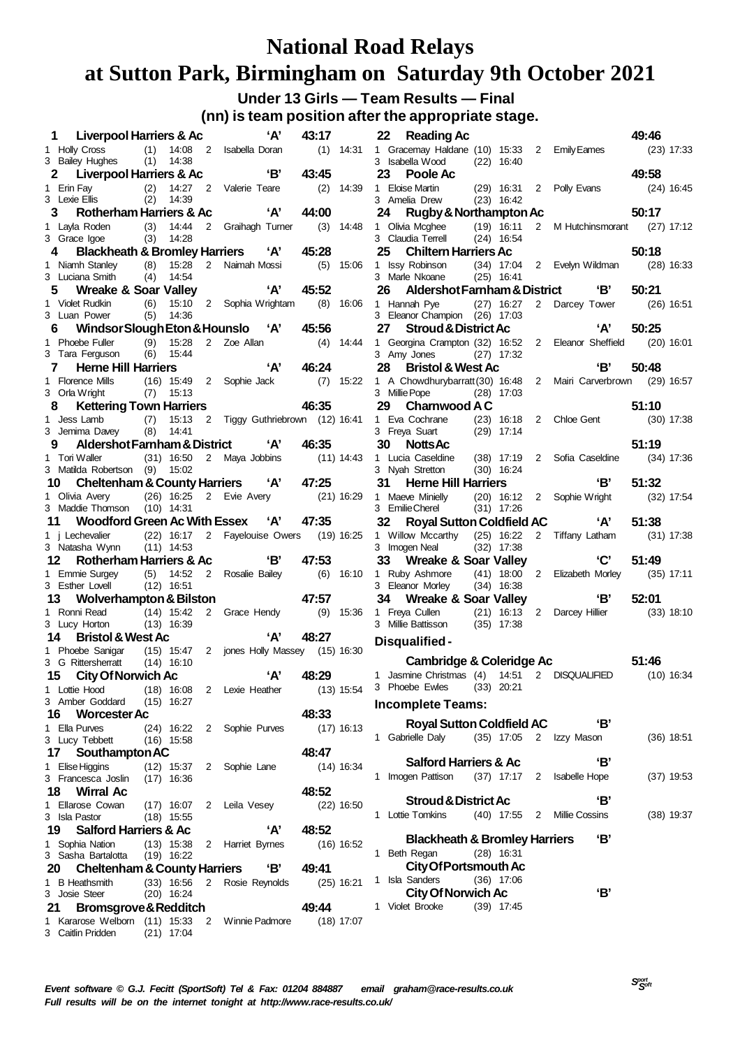# National Road Relays

# at Sutton Park, Birmingham on Saturday 9th October 2021

## Under 13 Girls — Team Results — Final

### (nn) is team position after the appropriate stage.

**1 Liverpool Harriers & Ac 'A' 43:17**
1 Holly Cross (1) 14:08 2 Isabella Doran (1) 14:31
3 Bailey Hughes (1) 14:38

**2 Liverpool Harriers & Ac 'B' 43:45**
1 Erin Fay (2) 14:27 2 Valerie Teare (2) 14:39
3 Lexie Ellis (2) 14:39

**3 Rotherham Harriers & Ac 'A' 44:00**
1 Layla Roden (3) 14:44 2 Graihagh Turner (3) 14:48
3 Grace Igoe (3) 14:28

**4 Blackheath & Bromley Harriers 'A' 45:28**
1 Niamh Stanley (8) 15:28 2 Naimah Mossi (5) 15:06
3 Luciana Smith (4) 14:54

**5 Wreake & Soar Valley 'A' 45:52**
1 Violet Rudkin (6) 15:10 2 Sophia Wrightam (8) 16:06
3 Luan Power (5) 14:36

**6 Windsor Slough Eton & Hounslo 'A' 45:56**
1 Phoebe Fuller (9) 15:28 2 Zoe Allan (4) 14:44
3 Tara Ferguson (6) 15:44

**7 Herne Hill Harriers 'A' 46:24**
1 Florence Mills (16) 15:49 2 Sophie Jack (7) 15:22
3 Orla Wright (7) 15:13

**8 Kettering Town Harriers 46:35**
1 Jess Lamb (7) 15:13 2 Tiggy Guthriebrown (12) 16:41
3 Jemima Davey (8) 14:41

**9 Aldershot Farnham & District 'A' 46:35**
1 Tori Waller (31) 16:50 2 Maya Jobbins (11) 14:43
3 Matilda Robertson (9) 15:02

**10 Cheltenham & County Harriers 'A' 47:25**
1 Olivia Avery (26) 16:25 2 Evie Avery (21) 16:29
3 Maddie Thomson (10) 14:31

**11 Woodford Green Ac With Essex 'A' 47:35**
1 j Lechevalier (22) 16:17 2 Fayelouise Owers (19) 16:25
3 Natasha Wynn (11) 14:53

**12 Rotherham Harriers & Ac 'B' 47:53**
1 Emmie Surgey (5) 14:52 2 Rosalie Bailey (6) 16:10
3 Esther Lovell (12) 16:51

**13 Wolverhampton & Bilston 47:57**
1 Ronni Read (14) 15:42 2 Grace Hendy (9) 15:36
3 Lucy Horton (13) 16:39

**14 Bristol & West Ac 'A' 48:27**
1 Phoebe Sanigar (15) 15:47 2 jones Holly Massey (15) 16:30
3 G Rittersherratt (14) 16:10

**15 City Of Norwich Ac 'A' 48:29**
1 Lottie Hood (18) 16:08 2 Lexie Heather (13) 15:54
3 Amber Goddard (15) 16:27

**16 Worcester Ac 48:33**
1 Ella Purves (24) 16:22 2 Sophie Purves (17) 16:13
3 Lucy Tebbett (16) 15:58

**17 Southampton AC 48:47**
1 Elise Higgins (12) 15:37 2 Sophie Lane (14) 16:34
3 Francesca Joslin (17) 16:36

**18 Wirral Ac 48:52**
1 Ellarose Cowan (17) 16:07 2 Leila Vesey (22) 16:50
3 Isla Pastor (18) 15:55

**19 Salford Harriers & Ac 'A' 48:52**
1 Sophia Nation (13) 15:38 2 Harriet Byrnes (16) 16:52
3 Sasha Bartalotta (19) 16:22

**20 Cheltenham & County Harriers 'B' 49:41**
1 B Heathsmith (33) 16:56 2 Rosie Reynolds (25) 16:21
3 Josie Steer (20) 16:24

**21 Bromsgrove & Redditch 49:44**
1 Kararose Welborn (11) 15:33 2 Winnie Padmore (18) 17:07
3 Caitlin Pridden (21) 17:04

**22 Reading Ac 49:46**
1 Gracemay Haldane (10) 15:33 2 Emily Eames (23) 17:33
3 Isabella Wood (22) 16:40

**23 Poole Ac 49:58**
1 Eloise Martin (29) 16:31 2 Polly Evans (24) 16:45
3 Amelia Drew (23) 16:42

**24 Rugby & Northampton Ac 50:17**
1 Olivia Mcghee (19) 16:11 2 M Hutchinsmorant (27) 17:12
3 Claudia Terrell (24) 16:54

**25 Chiltern Harriers Ac 50:18**
1 Issy Robinson (34) 17:04 2 Evelyn Wildman (28) 16:33
3 Marle Nkoane (25) 16:41

**26 Aldershot Farnham & District 'B' 50:21**
1 Hannah Pye (27) 16:27 2 Darcey Tower (26) 16:51
3 Eleanor Champion (26) 17:03

**27 Stroud & District Ac 'A' 50:25**
1 Georgina Crampton (32) 16:52 2 Eleanor Sheffield (20) 16:01
3 Amy Jones (27) 17:32

**28 Bristol & West Ac 'B' 50:48**
1 A Chowdhurybarratt (30) 16:48 2 Mairi Carverbrown (29) 16:57
3 Millie Pope (28) 17:03

**29 Charnwood A C 51:10**
1 Eva Cochrane (23) 16:18 2 Chloe Gent (30) 17:38
3 Freya Suart (29) 17:14

**30 Notts Ac 51:19**
1 Lucia Caseldine (38) 17:19 2 Sofia Caseldine (34) 17:36
3 Nyah Stretton (30) 16:24

**31 Herne Hill Harriers 'B' 51:32**
1 Maeve Minielly (20) 16:12 2 Sophie Wright (32) 17:54
3 Emilie Cherel (31) 17:26

**32 Royal Sutton Coldfield AC 'A' 51:38**
1 Willow Mccarthy (25) 16:22 2 Tiffany Latham (31) 17:38
3 Imogen Neal (32) 17:38

**33 Wreake & Soar Valley 'C' 51:49**
1 Ruby Ashmore (41) 18:00 2 Elizabeth Morley (35) 17:11
3 Eleanor Morley (34) 16:38

**34 Wreake & Soar Valley 'B' 52:01**
1 Freya Cullen (21) 16:13 2 Darcey Hillier (33) 18:10
3 Millie Battisson (35) 17:38

**Disqualified -**

**Cambridge & Coleridge Ac 51:46**
1 Jasmine Christmas (4) 14:51 2 DISQUALIFIED (10) 16:34
3 Phoebe Ewles (33) 20:21

**Incomplete Teams:**

**Royal Sutton Coldfield AC 'B'**
1 Gabrielle Daly (35) 17:05 2 Izzy Mason (36) 18:51

**Salford Harriers & Ac 'B'**
1 Imogen Pattison (37) 17:17 2 Isabelle Hope (37) 19:53

**Stroud & District Ac 'B'**
1 Lottie Tomkins (40) 17:55 2 Millie Cossins (38) 19:37

**Blackheath & Bromley Harriers 'B'**
1 Beth Regan (28) 16:31

**City Of Portsmouth Ac**
1 Isla Sanders (36) 17:06

**City Of Norwich Ac 'B'**
1 Violet Brooke (39) 17:45

*Event software © G.J. Fecitt (SportSoft) Tel & Fax: 01204 884887 email graham@race-results.co.uk*
*Full results will be on the internet tonight at http://www.race-results.co.uk/*